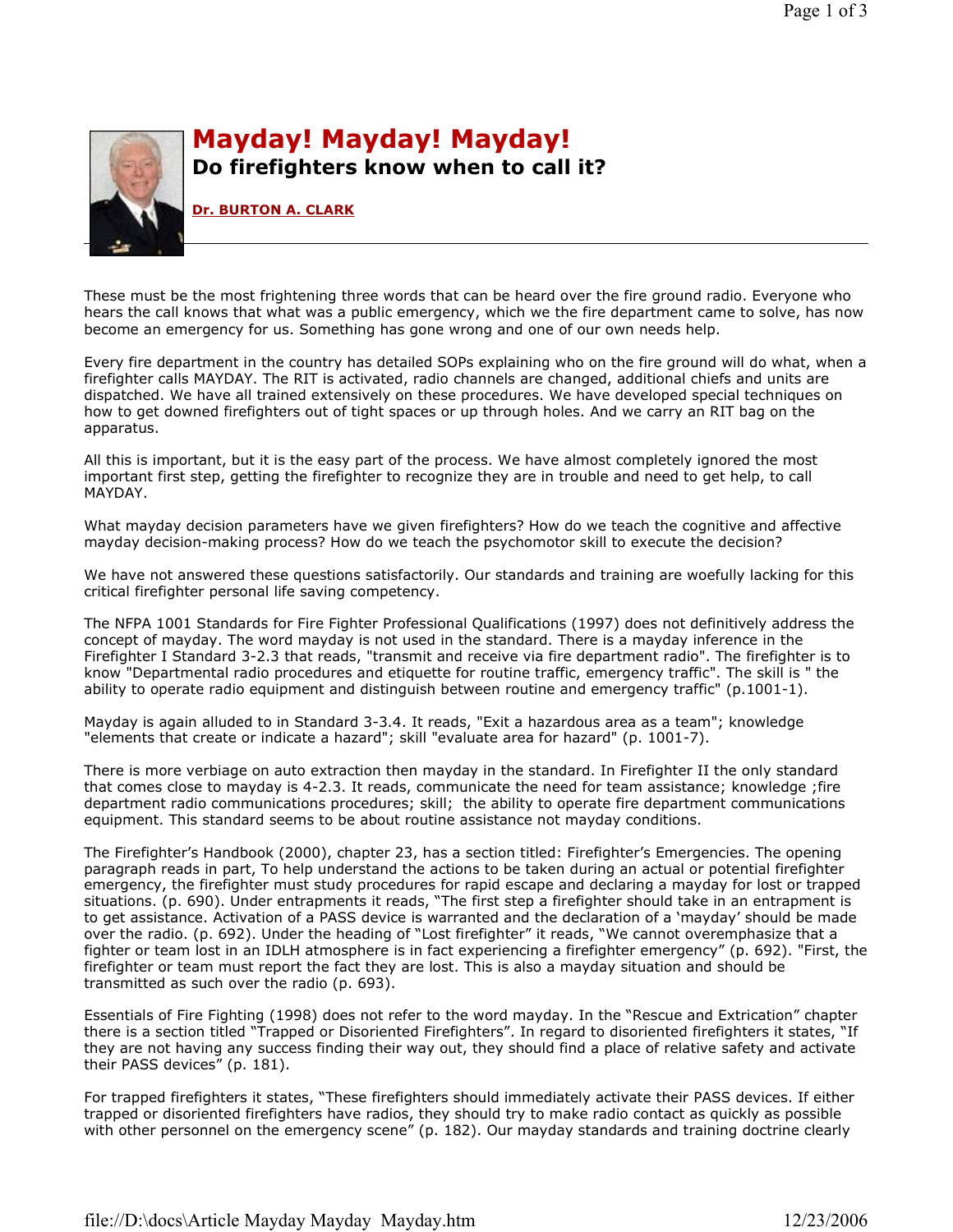# Mayday! Mayday! Mayday!

## Do firefighters know when to call it?

**Dr. BURTON A. CLARK**

These must be the most frightening three words that can be heard over the fire ground radio. Everyone who hears the call knows that what was a public emergency, which we the fire department came to solve, has now become an emergency for us. Something has gone wrong and one of our own needs help.

Every fire department in the country has detailed SOPs explaining who on the fire ground will do what, when a firefighter calls MAYDAY. The RIT is activated, radio channels are changed, additional chiefs and units are dispatched. We have all trained extensively on these procedures. We have developed special techniques on how to get downed firefighters out of tight spaces or up through holes. And we carry an RIT bag on the apparatus.

All this is important, but it is the easy part of the process. We have almost completely ignored the most important first step, getting the firefighter to recognize they are in trouble and need to get help, to call MAYDAY.

What mayday decision parameters have we given firefighters? How do we teach the cognitive and affective mayday decision-making process? How do we teach the psychomotor skill to execute the decision?

We have not answered these questions satisfactorily. Our standards and training are woefully lacking for this critical firefighter personal life saving competency.

The NFPA 1001 Standards for Fire Fighter Professional Qualifications (1997) does not definitively address the concept of mayday. The word mayday is not used in the standard. There is a mayday inference in the Firefighter I Standard 3-2.3 that reads, "transmit and receive via fire department radio". The firefighter is to know "Departmental radio procedures and etiquette for routine traffic, emergency traffic". The skill is " the ability to operate radio equipment and distinguish between routine and emergency traffic" (p.1001-1).

Mayday is again alluded to in Standard 3-3.4. It reads, "Exit a hazardous area as a team"; knowledge "elements that create or indicate a hazard"; skill "evaluate area for hazard" (p. 1001-7).

There is more verbiage on auto extraction then mayday in the standard. In Firefighter II the only standard that comes close to mayday is 4-2.3. It reads, communicate the need for team assistance; knowledge ;fire department radio communications procedures; skill; the ability to operate fire department communications equipment. This standard seems to be about routine assistance not mayday conditions.

The Firefighter's Handbook (2000), chapter 23, has a section titled: Firefighter's Emergencies. The opening paragraph reads in part, To help understand the actions to be taken during an actual or potential firefighter emergency, the firefighter must study procedures for rapid escape and declaring a mayday for lost or trapped situations. (p. 690). Under entrapments it reads, "The first step a firefighter should take in an entrapment is to get assistance. Activation of a PASS device is warranted and the declaration of a 'mayday' should be made over the radio. (p. 692). Under the heading of "Lost firefighter" it reads, "We cannot overemphasize that a fighter or team lost in an IDLH atmosphere is in fact experiencing a firefighter emergency" (p. 692). "First, the firefighter or team must report the fact they are lost. This is also a mayday situation and should be transmitted as such over the radio (p. 693).

Essentials of Fire Fighting (1998) does not refer to the word mayday. In the "Rescue and Extrication" chapter there is a section titled "Trapped or Disoriented Firefighters". In regard to disoriented firefighters it states, "If they are not having any success finding their way out, they should find a place of relative safety and activate their PASS devices" (p. 181).

For trapped firefighters it states, "These firefighters should immediately activate their PASS devices. If either trapped or disoriented firefighters have radios, they should try to make radio contact as quickly as possible with other personnel on the emergency scene" (p. 182). Our mayday standards and training doctrine clearly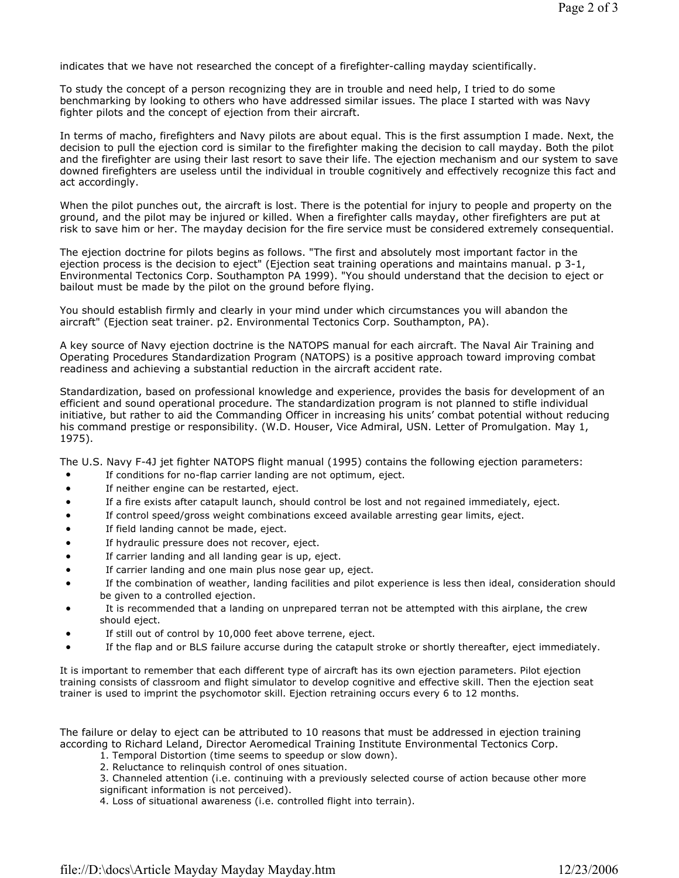indicates that we have not researched the concept of a firefighter-calling mayday scientifically.

To study the concept of a person recognizing they are in trouble and need help, I tried to do some benchmarking by looking to others who have addressed similar issues. The place I started with was Navy fighter pilots and the concept of ejection from their aircraft.

In terms of macho, firefighters and Navy pilots are about equal. This is the first assumption I made. Next, the decision to pull the ejection cord is similar to the firefighter making the decision to call mayday. Both the pilot and the firefighter are using their last resort to save their life. The ejection mechanism and our system to save downed firefighters are useless until the individual in trouble cognitively and effectively recognize this fact and act accordingly.

When the pilot punches out, the aircraft is lost. There is the potential for injury to people and property on the ground, and the pilot may be injured or killed. When a firefighter calls mayday, other firefighters are put at risk to save him or her. The mayday decision for the fire service must be considered extremely consequential.

The ejection doctrine for pilots begins as follows. "The first and absolutely most important factor in the ejection process is the decision to eject" (Ejection seat training operations and maintains manual. p 3-1, Environmental Tectonics Corp. Southampton PA 1999). "You should understand that the decision to eject or bailout must be made by the pilot on the ground before flying.

You should establish firmly and clearly in your mind under which circumstances you will abandon the aircraft" (Ejection seat trainer. p2. Environmental Tectonics Corp. Southampton, PA).

A key source of Navy ejection doctrine is the NATOPS manual for each aircraft. The Naval Air Training and Operating Procedures Standardization Program (NATOPS) is a positive approach toward improving combat readiness and achieving a substantial reduction in the aircraft accident rate.

Standardization, based on professional knowledge and experience, provides the basis for development of an efficient and sound operational procedure. The standardization program is not planned to stifle individual initiative, but rather to aid the Commanding Officer in increasing his units' combat potential without reducing his command prestige or responsibility. (W.D. Houser, Vice Admiral, USN. Letter of Promulgation. May 1, 1975).

The U.S. Navy F-4J jet fighter NATOPS flight manual (1995) contains the following ejection parameters:

- If conditions for no-flap carrier landing are not optimum, eject.
- If neither engine can be restarted, eject.
- If a fire exists after catapult launch, should control be lost and not regained immediately, eject.
- If control speed/gross weight combinations exceed available arresting gear limits, eject.
- If field landing cannot be made, eject.
- If hydraulic pressure does not recover, eject.
- If carrier landing and all landing gear is up, eject.
- If carrier landing and one main plus nose gear up, eject.
- If the combination of weather, landing facilities and pilot experience is less then ideal, consideration should be given to a controlled ejection.
- It is recommended that a landing on unprepared terran not be attempted with this airplane, the crew should eject.
- If still out of control by 10,000 feet above terrene, eject.
- If the flap and or BLS failure accurse during the catapult stroke or shortly thereafter, eject immediately.

It is important to remember that each different type of aircraft has its own ejection parameters. Pilot ejection training consists of classroom and flight simulator to develop cognitive and effective skill. Then the ejection seat trainer is used to imprint the psychomotor skill. Ejection retraining occurs every 6 to 12 months.

The failure or delay to eject can be attributed to 10 reasons that must be addressed in ejection training according to Richard Leland, Director Aeromedical Training Institute Environmental Tectonics Corp.

1. Temporal Distortion (time seems to speedup or slow down).
2. Reluctance to relinquish control of ones situation.
3. Channeled attention (i.e. continuing with a previously selected course of action because other more significant information is not perceived).
4. Loss of situational awareness (i.e. controlled flight into terrain).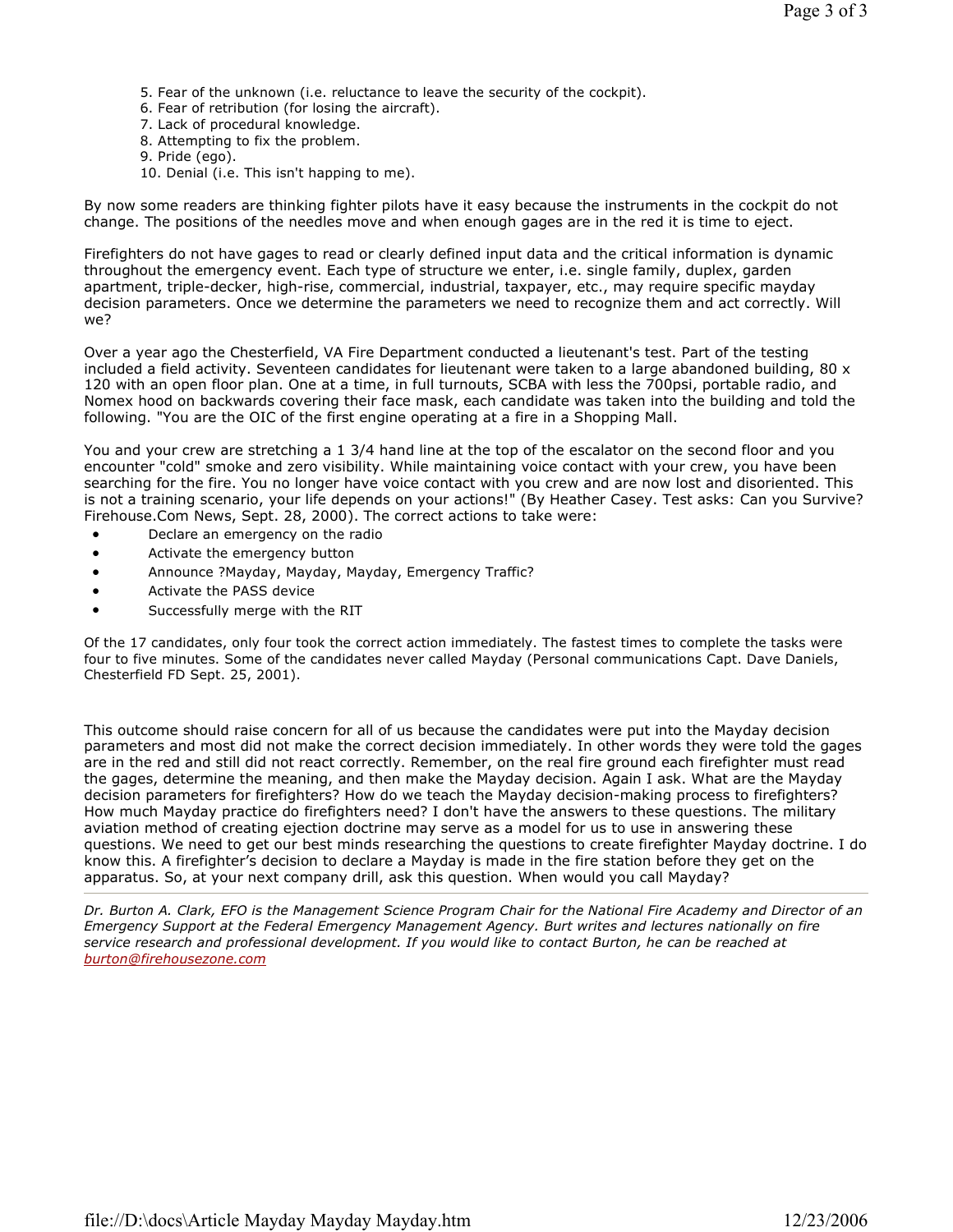5. Fear of the unknown (i.e. reluctance to leave the security of the cockpit).
6. Fear of retribution (for losing the aircraft).
7. Lack of procedural knowledge.
8. Attempting to fix the problem.
9. Pride (ego).
10. Denial (i.e. This isn't happing to me).

By now some readers are thinking fighter pilots have it easy because the instruments in the cockpit do not change. The positions of the needles move and when enough gages are in the red it is time to eject.

Firefighters do not have gages to read or clearly defined input data and the critical information is dynamic throughout the emergency event. Each type of structure we enter, i.e. single family, duplex, garden apartment, triple-decker, high-rise, commercial, industrial, taxpayer, etc., may require specific mayday decision parameters. Once we determine the parameters we need to recognize them and act correctly. Will we?

Over a year ago the Chesterfield, VA Fire Department conducted a lieutenant's test. Part of the testing included a field activity. Seventeen candidates for lieutenant were taken to a large abandoned building, 80 x 120 with an open floor plan. One at a time, in full turnouts, SCBA with less the 700psi, portable radio, and Nomex hood on backwards covering their face mask, each candidate was taken into the building and told the following. "You are the OIC of the first engine operating at a fire in a Shopping Mall.

You and your crew are stretching a 1 3/4 hand line at the top of the escalator on the second floor and you encounter "cold" smoke and zero visibility. While maintaining voice contact with your crew, you have been searching for the fire. You no longer have voice contact with you crew and are now lost and disoriented. This is not a training scenario, your life depends on your actions!" (By Heather Casey. Test asks: Can you Survive? Firehouse.Com News, Sept. 28, 2000). The correct actions to take were:

- Declare an emergency on the radio
- Activate the emergency button
- Announce ?Mayday, Mayday, Mayday, Emergency Traffic?
- Activate the PASS device
- Successfully merge with the RIT

Of the 17 candidates, only four took the correct action immediately. The fastest times to complete the tasks were four to five minutes. Some of the candidates never called Mayday (Personal communications Capt. Dave Daniels, Chesterfield FD Sept. 25, 2001).

This outcome should raise concern for all of us because the candidates were put into the Mayday decision parameters and most did not make the correct decision immediately. In other words they were told the gages are in the red and still did not react correctly. Remember, on the real fire ground each firefighter must read the gages, determine the meaning, and then make the Mayday decision. Again I ask. What are the Mayday decision parameters for firefighters? How do we teach the Mayday decision-making process to firefighters? How much Mayday practice do firefighters need? I don't have the answers to these questions. The military aviation method of creating ejection doctrine may serve as a model for us to use in answering these questions. We need to get our best minds researching the questions to create firefighter Mayday doctrine. I do know this. A firefighter's decision to declare a Mayday is made in the fire station before they get on the apparatus. So, at your next company drill, ask this question. When would you call Mayday?

---

*Dr. Burton A. Clark, EFO is the Management Science Program Chair for the National Fire Academy and Director of an Emergency Support at the Federal Emergency Management Agency. Burt writes and lectures nationally on fire service research and professional development. If you would like to contact Burton, he can be reached at burton@firehousezone.com*